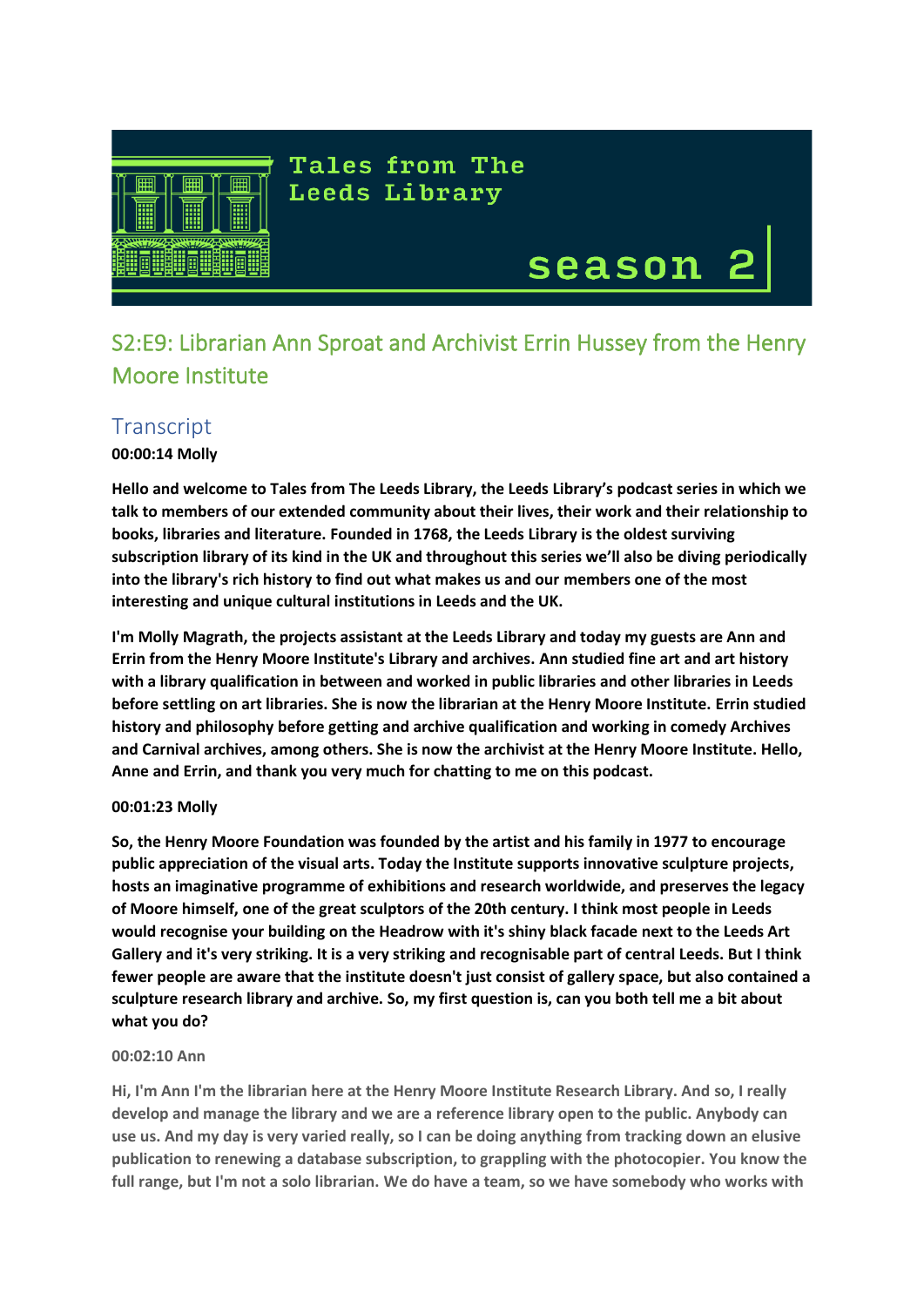Tales from The Leeds Library

season 2

## S2:E9: Librarian Ann Sproat and Archivist Errin Hussey from the Henry Moore Institute

## Transcript

**00:00:14 Molly**

**Hello and welcome to Tales from The Leeds Library, the Leeds Library's podcast series in which we talk to members of our extended community about their lives, their work and their relationship to books, libraries and literature. Founded in 1768, the Leeds Library is the oldest surviving subscription library of its kind in the UK and throughout this series we'll also be diving periodically into the library's rich history to find out what makes us and our members one of the most interesting and unique cultural institutions in Leeds and the UK.**

**I'm Molly Magrath, the projects assistant at the Leeds Library and today my guests are Ann and Errin from the Henry Moore Institute's Library and archives. Ann studied fine art and art history with a library qualification in between and worked in public libraries and other libraries in Leeds before settling on art libraries. She is now the librarian at the Henry Moore Institute. Errin studied history and philosophy before getting and archive qualification and working in comedy Archives and Carnival archives, among others. She is now the archivist at the Henry Moore Institute. Hello, Anne and Errin, and thank you very much for chatting to me on this podcast.**

**00:01:23 Molly**

**So, the Henry Moore Foundation was founded by the artist and his family in 1977 to encourage public appreciation of the visual arts. Today the Institute supports innovative sculpture projects, hosts an imaginative programme of exhibitions and research worldwide, and preserves the legacy of Moore himself, one of the great sculptors of the 20th century. I think most people in Leeds would recognise your building on the Headrow with it's shiny black facade next to the Leeds Art Gallery and it's very striking. It is a very striking and recognisable part of central Leeds. But I think fewer people are aware that the institute doesn't just consist of gallery space, but also contained a sculpture research library and archive. So, my first question is, can you both tell me a bit about what you do?**

**00:02:10 Ann**

**Hi, I'm Ann I'm the librarian here at the Henry Moore Institute Research Library. And so, I really develop and manage the library and we are a reference library open to the public. Anybody can use us. And my day is very varied really, so I can be doing anything from tracking down an elusive publication to renewing a database subscription, to grappling with the photocopier. You know the full range, but I'm not a solo librarian. We do have a team, so we have somebody who works with**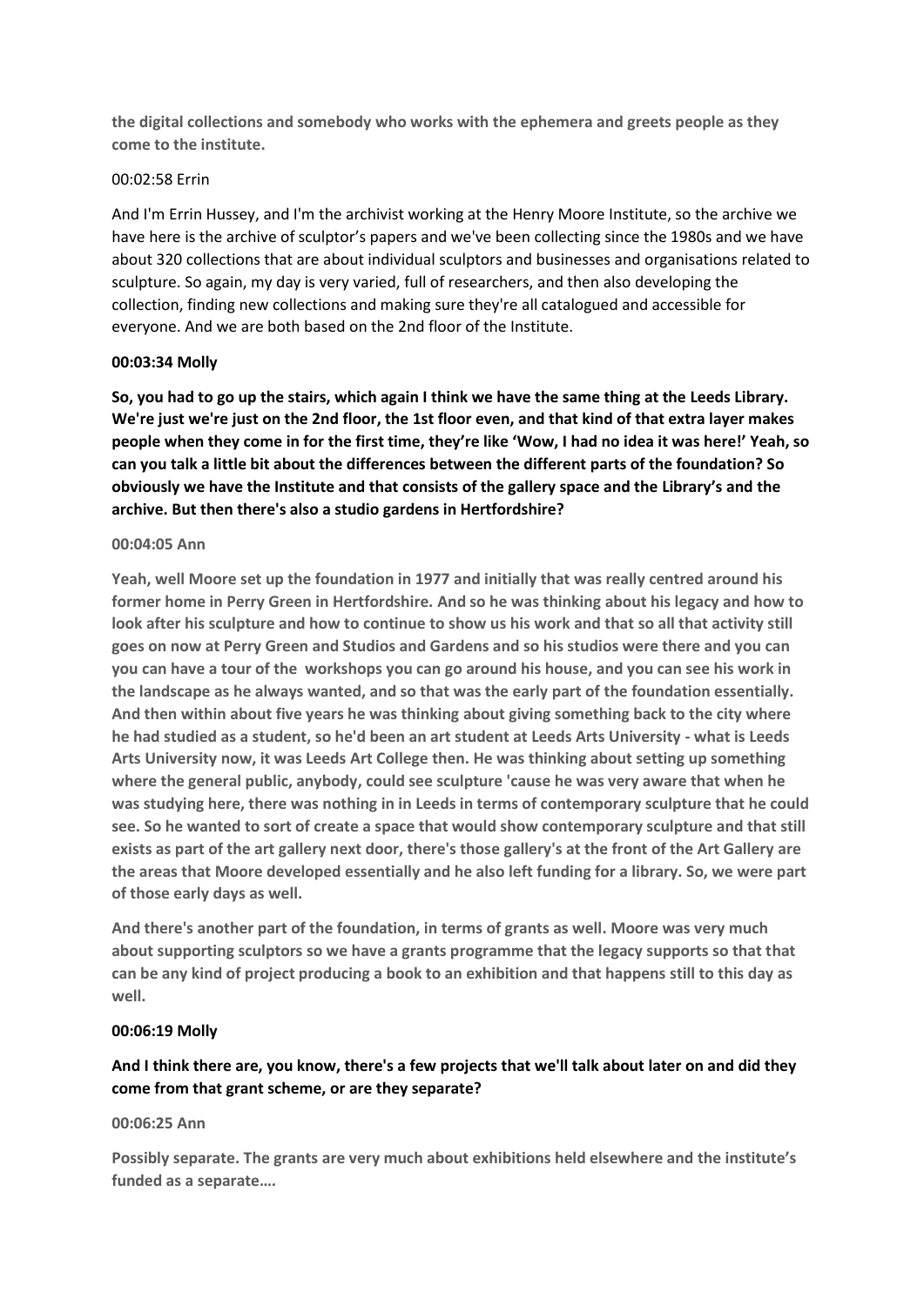**the digital collections and somebody who works with the ephemera and greets people as they come to the institute.**

00:02:58 Errin

And I'm Errin Hussey, and I'm the archivist working at the Henry Moore Institute, so the archive we have here is the archive of sculptor's papers and we've been collecting since the 1980s and we have about 320 collections that are about individual sculptors and businesses and organisations related to sculpture. So again, my day is very varied, full of researchers, and then also developing the collection, finding new collections and making sure they're all catalogued and accessible for everyone. And we are both based on the 2nd floor of the Institute.

**00:03:34 Molly**

**So, you had to go up the stairs, which again I think we have the same thing at the Leeds Library. We're just we're just on the 2nd floor, the 1st floor even, and that kind of that extra layer makes people when they come in for the first time, they're like 'Wow, I had no idea it was here!' Yeah, so can you talk a little bit about the differences between the different parts of the foundation? So obviously we have the Institute and that consists of the gallery space and the Library's and the archive. But then there's also a studio gardens in Hertfordshire?**

**00:04:05 Ann**

**Yeah, well Moore set up the foundation in 1977 and initially that was really centred around his former home in Perry Green in Hertfordshire. And so he was thinking about his legacy and how to look after his sculpture and how to continue to show us his work and that so all that activity still goes on now at Perry Green and Studios and Gardens and so his studios were there and you can you can have a tour of the workshops you can go around his house, and you can see his work in the landscape as he always wanted, and so that was the early part of the foundation essentially. And then within about five years he was thinking about giving something back to the city where he had studied as a student, so he'd been an art student at Leeds Arts University - what is Leeds Arts University now, it was Leeds Art College then. He was thinking about setting up something where the general public, anybody, could see sculpture 'cause he was very aware that when he was studying here, there was nothing in in Leeds in terms of contemporary sculpture that he could see. So he wanted to sort of create a space that would show contemporary sculpture and that still exists as part of the art gallery next door, there's those gallery's at the front of the Art Gallery are the areas that Moore developed essentially and he also left funding for a library. So, we were part of those early days as well.**

**And there's another part of the foundation, in terms of grants as well. Moore was very much about supporting sculptors so we have a grants programme that the legacy supports so that that can be any kind of project producing a book to an exhibition and that happens still to this day as well.**

**00:06:19 Molly**

**And I think there are, you know, there's a few projects that we'll talk about later on and did they come from that grant scheme, or are they separate?**

**00:06:25 Ann**

**Possibly separate. The grants are very much about exhibitions held elsewhere and the institute's funded as a separate….**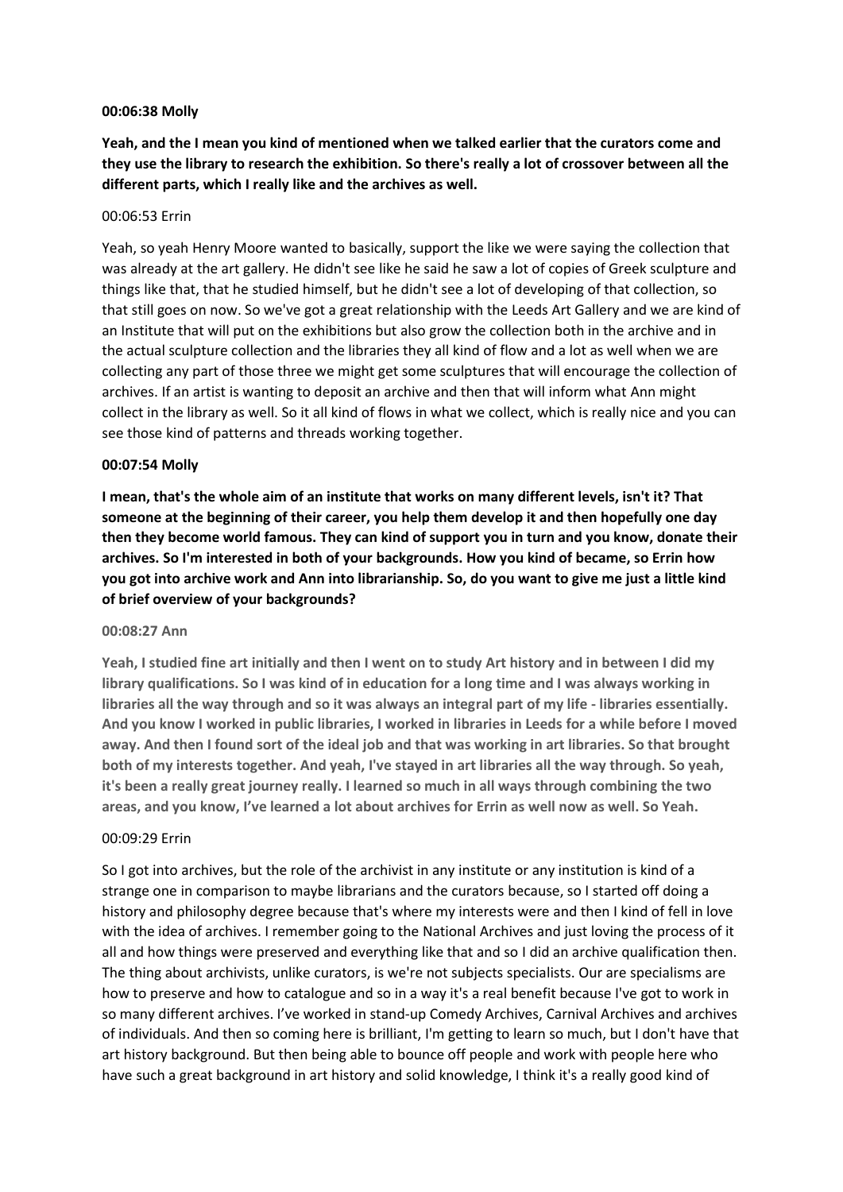**00:06:38 Molly**

**Yeah, and the I mean you kind of mentioned when we talked earlier that the curators come and they use the library to research the exhibition. So there's really a lot of crossover between all the different parts, which I really like and the archives as well.**

00:06:53 Errin

Yeah, so yeah Henry Moore wanted to basically, support the like we were saying the collection that was already at the art gallery. He didn't see like he said he saw a lot of copies of Greek sculpture and things like that, that he studied himself, but he didn't see a lot of developing of that collection, so that still goes on now. So we've got a great relationship with the Leeds Art Gallery and we are kind of an Institute that will put on the exhibitions but also grow the collection both in the archive and in the actual sculpture collection and the libraries they all kind of flow and a lot as well when we are collecting any part of those three we might get some sculptures that will encourage the collection of archives. If an artist is wanting to deposit an archive and then that will inform what Ann might collect in the library as well. So it all kind of flows in what we collect, which is really nice and you can see those kind of patterns and threads working together.

**00:07:54 Molly**

**I mean, that's the whole aim of an institute that works on many different levels, isn't it? That someone at the beginning of their career, you help them develop it and then hopefully one day then they become world famous. They can kind of support you in turn and you know, donate their archives. So I'm interested in both of your backgrounds. How you kind of became, so Errin how you got into archive work and Ann into librarianship. So, do you want to give me just a little kind of brief overview of your backgrounds?**

**00:08:27 Ann**

**Yeah, I studied fine art initially and then I went on to study Art history and in between I did my library qualifications. So I was kind of in education for a long time and I was always working in libraries all the way through and so it was always an integral part of my life - libraries essentially. And you know I worked in public libraries, I worked in libraries in Leeds for a while before I moved away. And then I found sort of the ideal job and that was working in art libraries. So that brought both of my interests together. And yeah, I've stayed in art libraries all the way through. So yeah, it's been a really great journey really. I learned so much in all ways through combining the two areas, and you know, I've learned a lot about archives for Errin as well now as well. So Yeah.**

00:09:29 Errin

So I got into archives, but the role of the archivist in any institute or any institution is kind of a strange one in comparison to maybe librarians and the curators because, so I started off doing a history and philosophy degree because that's where my interests were and then I kind of fell in love with the idea of archives. I remember going to the National Archives and just loving the process of it all and how things were preserved and everything like that and so I did an archive qualification then. The thing about archivists, unlike curators, is we're not subjects specialists. Our are specialisms are how to preserve and how to catalogue and so in a way it's a real benefit because I've got to work in so many different archives. I've worked in stand-up Comedy Archives, Carnival Archives and archives of individuals. And then so coming here is brilliant, I'm getting to learn so much, but I don't have that art history background. But then being able to bounce off people and work with people here who have such a great background in art history and solid knowledge, I think it's a really good kind of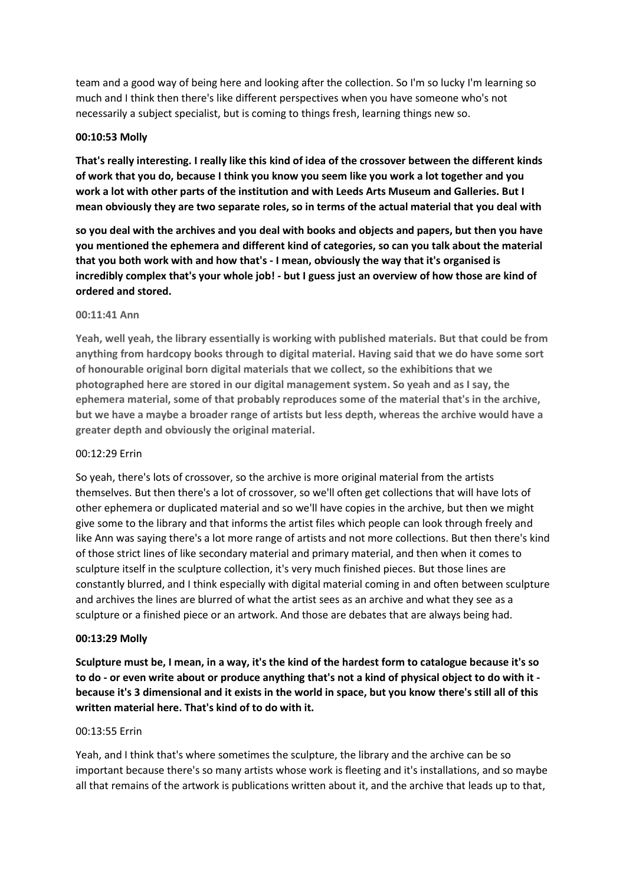team and a good way of being here and looking after the collection. So I'm so lucky I'm learning so much and I think then there's like different perspectives when you have someone who's not necessarily a subject specialist, but is coming to things fresh, learning things new so.

**00:10:53 Molly**

**That's really interesting. I really like this kind of idea of the crossover between the different kinds of work that you do, because I think you know you seem like you work a lot together and you work a lot with other parts of the institution and with Leeds Arts Museum and Galleries. But I mean obviously they are two separate roles, so in terms of the actual material that you deal with**

**so you deal with the archives and you deal with books and objects and papers, but then you have you mentioned the ephemera and different kind of categories, so can you talk about the material that you both work with and how that's - I mean, obviously the way that it's organised is incredibly complex that's your whole job! - but I guess just an overview of how those are kind of ordered and stored.**

**00:11:41 Ann**

**Yeah, well yeah, the library essentially is working with published materials. But that could be from anything from hardcopy books through to digital material. Having said that we do have some sort of honourable original born digital materials that we collect, so the exhibitions that we photographed here are stored in our digital management system. So yeah and as I say, the ephemera material, some of that probably reproduces some of the material that's in the archive, but we have a maybe a broader range of artists but less depth, whereas the archive would have a greater depth and obviously the original material.**

00:12:29 Errin

So yeah, there's lots of crossover, so the archive is more original material from the artists themselves. But then there's a lot of crossover, so we'll often get collections that will have lots of other ephemera or duplicated material and so we'll have copies in the archive, but then we might give some to the library and that informs the artist files which people can look through freely and like Ann was saying there's a lot more range of artists and not more collections. But then there's kind of those strict lines of like secondary material and primary material, and then when it comes to sculpture itself in the sculpture collection, it's very much finished pieces. But those lines are constantly blurred, and I think especially with digital material coming in and often between sculpture and archives the lines are blurred of what the artist sees as an archive and what they see as a sculpture or a finished piece or an artwork. And those are debates that are always being had.

**00:13:29 Molly**

**Sculpture must be, I mean, in a way, it's the kind of the hardest form to catalogue because it's so to do - or even write about or produce anything that's not a kind of physical object to do with it - because it's 3 dimensional and it exists in the world in space, but you know there's still all of this written material here. That's kind of to do with it.**

00:13:55 Errin

Yeah, and I think that's where sometimes the sculpture, the library and the archive can be so important because there's so many artists whose work is fleeting and it's installations, and so maybe all that remains of the artwork is publications written about it, and the archive that leads up to that,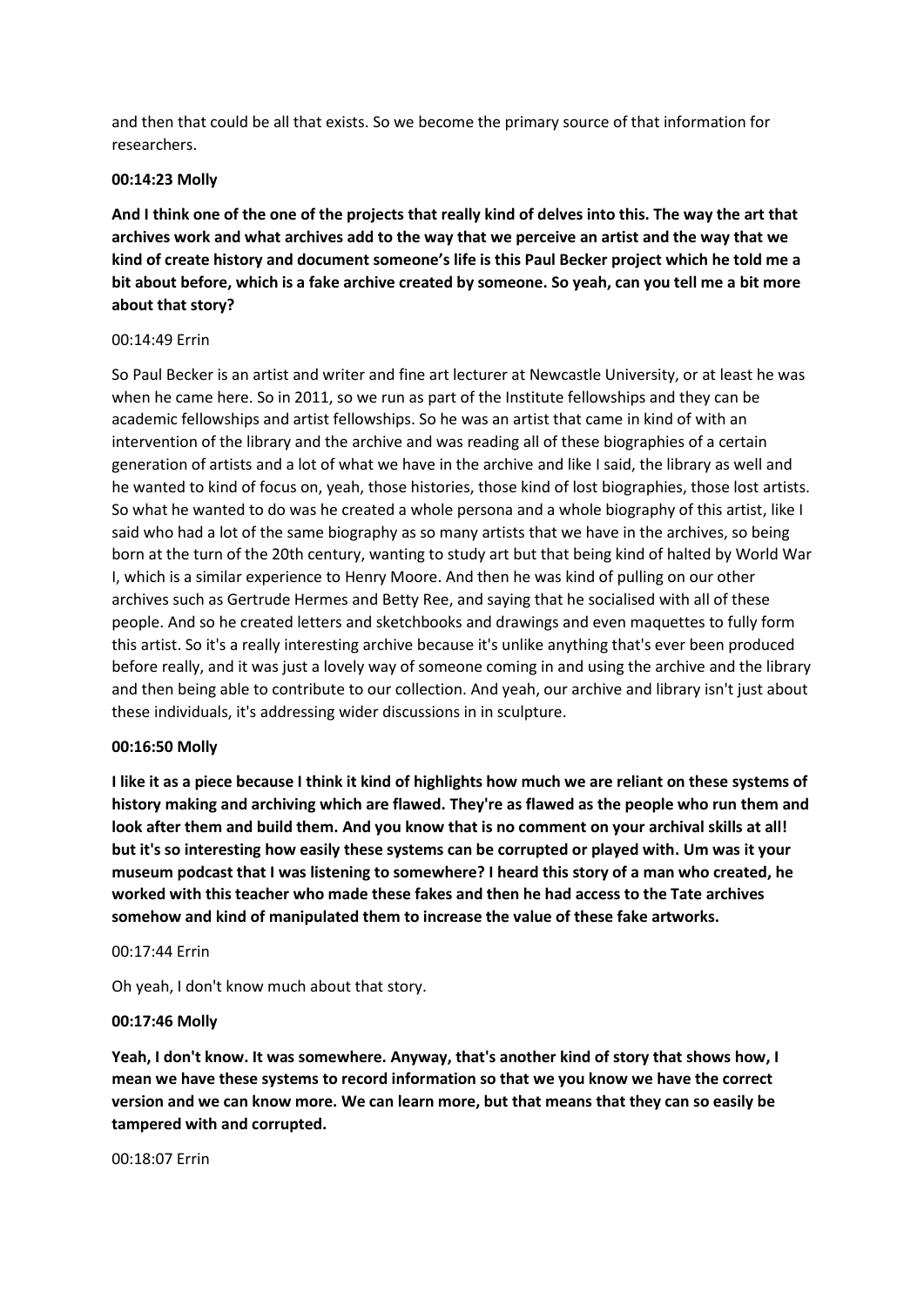and then that could be all that exists. So we become the primary source of that information for researchers.

**00:14:23 Molly**

**And I think one of the one of the projects that really kind of delves into this. The way the art that archives work and what archives add to the way that we perceive an artist and the way that we kind of create history and document someone's life is this Paul Becker project which he told me a bit about before, which is a fake archive created by someone. So yeah, can you tell me a bit more about that story?**

00:14:49 Errin

So Paul Becker is an artist and writer and fine art lecturer at Newcastle University, or at least he was when he came here. So in 2011, so we run as part of the Institute fellowships and they can be academic fellowships and artist fellowships. So he was an artist that came in kind of with an intervention of the library and the archive and was reading all of these biographies of a certain generation of artists and a lot of what we have in the archive and like I said, the library as well and he wanted to kind of focus on, yeah, those histories, those kind of lost biographies, those lost artists. So what he wanted to do was he created a whole persona and a whole biography of this artist, like I said who had a lot of the same biography as so many artists that we have in the archives, so being born at the turn of the 20th century, wanting to study art but that being kind of halted by World War I, which is a similar experience to Henry Moore. And then he was kind of pulling on our other archives such as Gertrude Hermes and Betty Ree, and saying that he socialised with all of these people. And so he created letters and sketchbooks and drawings and even maquettes to fully form this artist. So it's a really interesting archive because it's unlike anything that's ever been produced before really, and it was just a lovely way of someone coming in and using the archive and the library and then being able to contribute to our collection. And yeah, our archive and library isn't just about these individuals, it's addressing wider discussions in in sculpture.

**00:16:50 Molly**

**I like it as a piece because I think it kind of highlights how much we are reliant on these systems of history making and archiving which are flawed. They're as flawed as the people who run them and look after them and build them. And you know that is no comment on your archival skills at all! but it's so interesting how easily these systems can be corrupted or played with. Um was it your museum podcast that I was listening to somewhere? I heard this story of a man who created, he worked with this teacher who made these fakes and then he had access to the Tate archives somehow and kind of manipulated them to increase the value of these fake artworks.**

00:17:44 Errin

Oh yeah, I don't know much about that story.

**00:17:46 Molly**

**Yeah, I don't know. It was somewhere. Anyway, that's another kind of story that shows how, I mean we have these systems to record information so that we you know we have the correct version and we can know more. We can learn more, but that means that they can so easily be tampered with and corrupted.**

00:18:07 Errin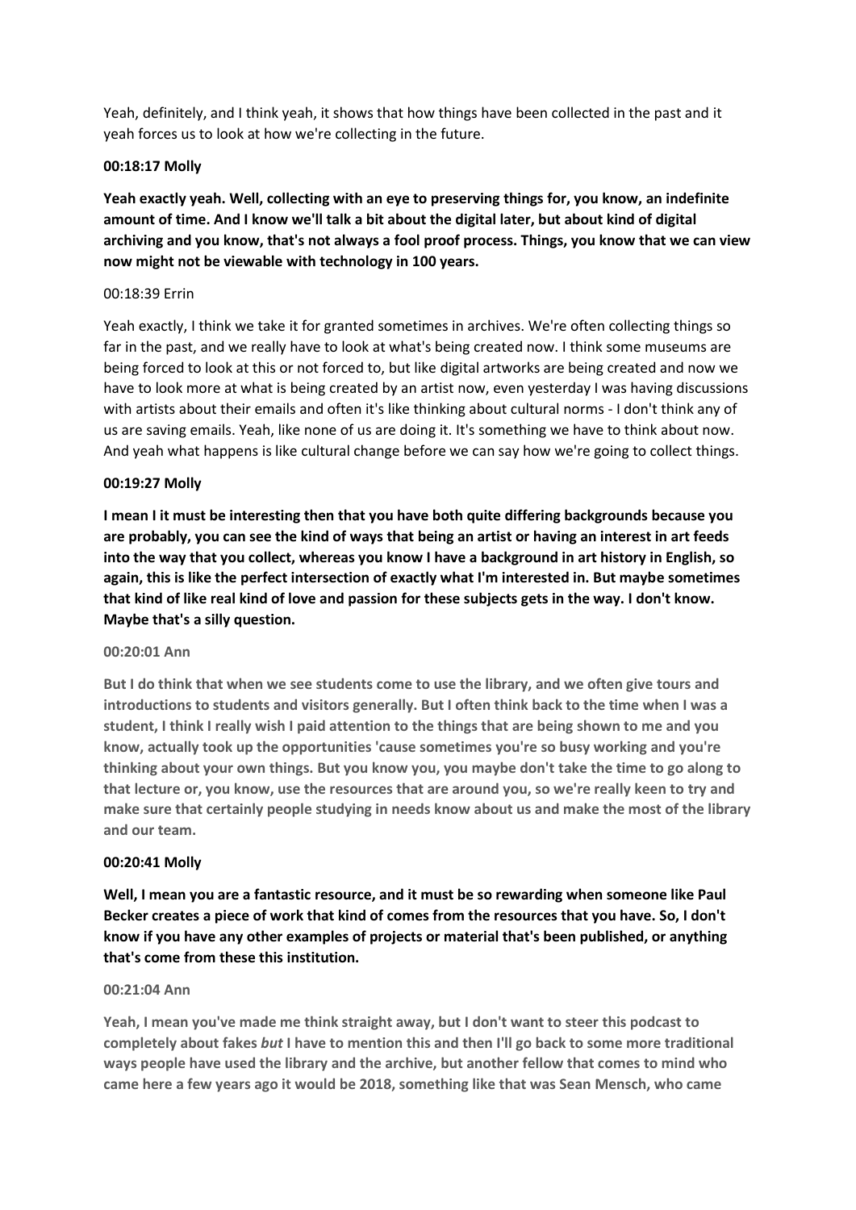Yeah, definitely, and I think yeah, it shows that how things have been collected in the past and it yeah forces us to look at how we're collecting in the future.

**00:18:17 Molly**

**Yeah exactly yeah. Well, collecting with an eye to preserving things for, you know, an indefinite amount of time. And I know we'll talk a bit about the digital later, but about kind of digital archiving and you know, that's not always a fool proof process. Things, you know that we can view now might not be viewable with technology in 100 years.**

00:18:39 Errin

Yeah exactly, I think we take it for granted sometimes in archives. We're often collecting things so far in the past, and we really have to look at what's being created now. I think some museums are being forced to look at this or not forced to, but like digital artworks are being created and now we have to look more at what is being created by an artist now, even yesterday I was having discussions with artists about their emails and often it's like thinking about cultural norms - I don't think any of us are saving emails. Yeah, like none of us are doing it. It's something we have to think about now. And yeah what happens is like cultural change before we can say how we're going to collect things.

**00:19:27 Molly**

**I mean I it must be interesting then that you have both quite differing backgrounds because you are probably, you can see the kind of ways that being an artist or having an interest in art feeds into the way that you collect, whereas you know I have a background in art history in English, so again, this is like the perfect intersection of exactly what I'm interested in. But maybe sometimes that kind of like real kind of love and passion for these subjects gets in the way. I don't know. Maybe that's a silly question.**

**00:20:01 Ann**

**But I do think that when we see students come to use the library, and we often give tours and introductions to students and visitors generally. But I often think back to the time when I was a student, I think I really wish I paid attention to the things that are being shown to me and you know, actually took up the opportunities 'cause sometimes you're so busy working and you're thinking about your own things. But you know you, you maybe don't take the time to go along to that lecture or, you know, use the resources that are around you, so we're really keen to try and make sure that certainly people studying in needs know about us and make the most of the library and our team.**

**00:20:41 Molly**

**Well, I mean you are a fantastic resource, and it must be so rewarding when someone like Paul Becker creates a piece of work that kind of comes from the resources that you have. So, I don't know if you have any other examples of projects or material that's been published, or anything that's come from these this institution.**

**00:21:04 Ann**

**Yeah, I mean you've made me think straight away, but I don't want to steer this podcast to completely about fakes *but* I have to mention this and then I'll go back to some more traditional ways people have used the library and the archive, but another fellow that comes to mind who came here a few years ago it would be 2018, something like that was Sean Mensch, who came**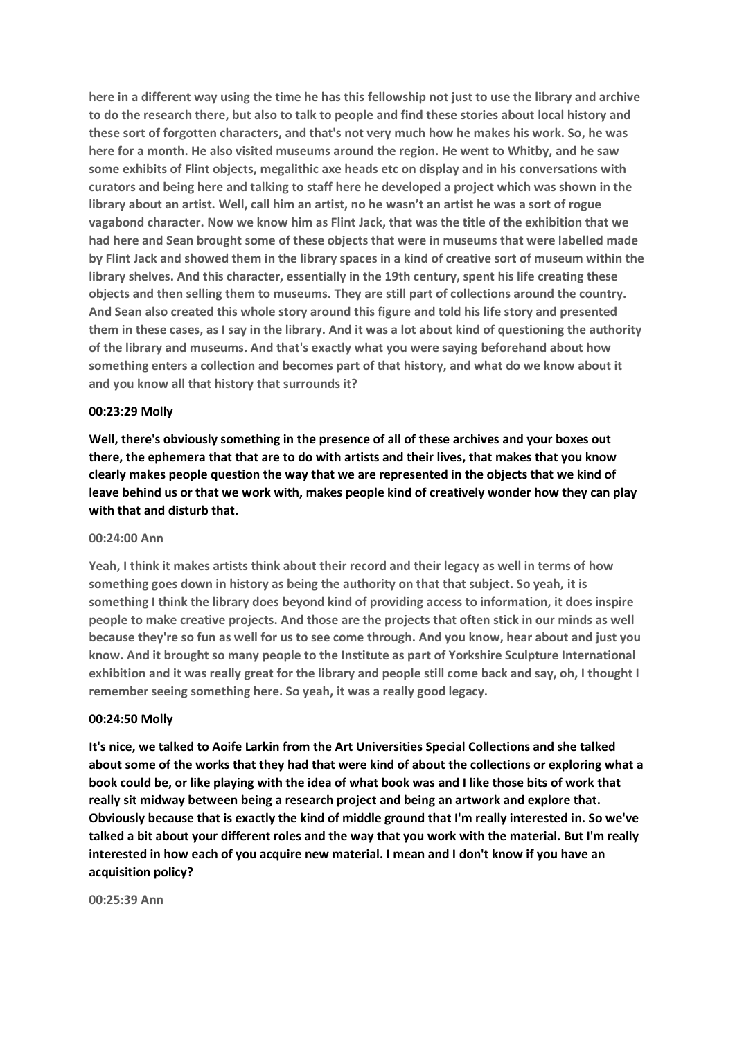**here in a different way using the time he has this fellowship not just to use the library and archive to do the research there, but also to talk to people and find these stories about local history and these sort of forgotten characters, and that's not very much how he makes his work. So, he was here for a month. He also visited museums around the region. He went to Whitby, and he saw some exhibits of Flint objects, megalithic axe heads etc on display and in his conversations with curators and being here and talking to staff here he developed a project which was shown in the library about an artist. Well, call him an artist, no he wasn't an artist he was a sort of rogue vagabond character. Now we know him as Flint Jack, that was the title of the exhibition that we had here and Sean brought some of these objects that were in museums that were labelled made by Flint Jack and showed them in the library spaces in a kind of creative sort of museum within the library shelves. And this character, essentially in the 19th century, spent his life creating these objects and then selling them to museums. They are still part of collections around the country. And Sean also created this whole story around this figure and told his life story and presented them in these cases, as I say in the library. And it was a lot about kind of questioning the authority of the library and museums. And that's exactly what you were saying beforehand about how something enters a collection and becomes part of that history, and what do we know about it and you know all that history that surrounds it?**

**00:23:29 Molly**

**Well, there's obviously something in the presence of all of these archives and your boxes out there, the ephemera that that are to do with artists and their lives, that makes that you know clearly makes people question the way that we are represented in the objects that we kind of leave behind us or that we work with, makes people kind of creatively wonder how they can play with that and disturb that.**

**00:24:00 Ann**

**Yeah, I think it makes artists think about their record and their legacy as well in terms of how something goes down in history as being the authority on that that subject. So yeah, it is something I think the library does beyond kind of providing access to information, it does inspire people to make creative projects. And those are the projects that often stick in our minds as well because they're so fun as well for us to see come through. And you know, hear about and just you know. And it brought so many people to the Institute as part of Yorkshire Sculpture International exhibition and it was really great for the library and people still come back and say, oh, I thought I remember seeing something here. So yeah, it was a really good legacy.**

**00:24:50 Molly**

**It's nice, we talked to Aoife Larkin from the Art Universities Special Collections and she talked about some of the works that they had that were kind of about the collections or exploring what a book could be, or like playing with the idea of what book was and I like those bits of work that really sit midway between being a research project and being an artwork and explore that. Obviously because that is exactly the kind of middle ground that I'm really interested in. So we've talked a bit about your different roles and the way that you work with the material. But I'm really interested in how each of you acquire new material. I mean and I don't know if you have an acquisition policy?**

**00:25:39 Ann**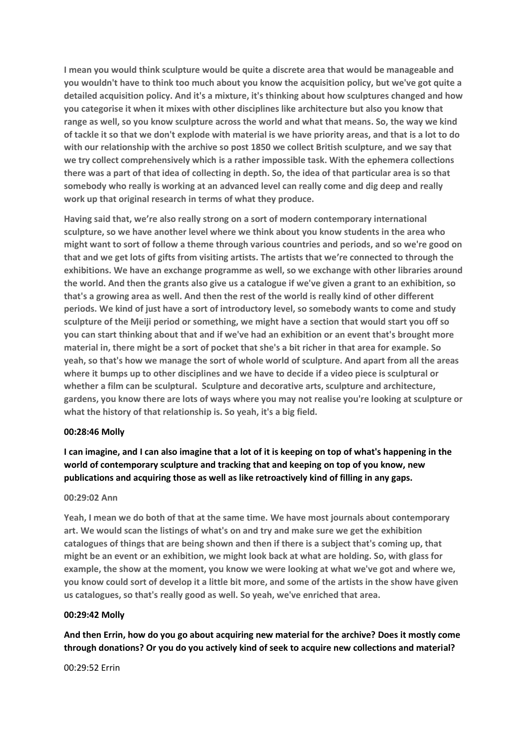**I mean you would think sculpture would be quite a discrete area that would be manageable and you wouldn't have to think too much about you know the acquisition policy, but we've got quite a detailed acquisition policy. And it's a mixture, it's thinking about how sculptures changed and how you categorise it when it mixes with other disciplines like architecture but also you know that range as well, so you know sculpture across the world and what that means. So, the way we kind of tackle it so that we don't explode with material is we have priority areas, and that is a lot to do with our relationship with the archive so post 1850 we collect British sculpture, and we say that we try collect comprehensively which is a rather impossible task. With the ephemera collections there was a part of that idea of collecting in depth. So, the idea of that particular area is so that somebody who really is working at an advanced level can really come and dig deep and really work up that original research in terms of what they produce.**

**Having said that, we're also really strong on a sort of modern contemporary international sculpture, so we have another level where we think about you know students in the area who might want to sort of follow a theme through various countries and periods, and so we're good on that and we get lots of gifts from visiting artists. The artists that we're connected to through the exhibitions. We have an exchange programme as well, so we exchange with other libraries around the world. And then the grants also give us a catalogue if we've given a grant to an exhibition, so that's a growing area as well. And then the rest of the world is really kind of other different periods. We kind of just have a sort of introductory level, so somebody wants to come and study sculpture of the Meiji period or something, we might have a section that would start you off so you can start thinking about that and if we've had an exhibition or an event that's brought more material in, there might be a sort of pocket that she's a bit richer in that area for example. So yeah, so that's how we manage the sort of whole world of sculpture. And apart from all the areas where it bumps up to other disciplines and we have to decide if a video piece is sculptural or whether a film can be sculptural. Sculpture and decorative arts, sculpture and architecture, gardens, you know there are lots of ways where you may not realise you're looking at sculpture or what the history of that relationship is. So yeah, it's a big field.**

**00:28:46 Molly**

**I can imagine, and I can also imagine that a lot of it is keeping on top of what's happening in the world of contemporary sculpture and tracking that and keeping on top of you know, new publications and acquiring those as well as like retroactively kind of filling in any gaps.**

**00:29:02 Ann**

**Yeah, I mean we do both of that at the same time. We have most journals about contemporary art. We would scan the listings of what's on and try and make sure we get the exhibition catalogues of things that are being shown and then if there is a subject that's coming up, that might be an event or an exhibition, we might look back at what are holding. So, with glass for example, the show at the moment, you know we were looking at what we've got and where we, you know could sort of develop it a little bit more, and some of the artists in the show have given us catalogues, so that's really good as well. So yeah, we've enriched that area.**

**00:29:42 Molly**

**And then Errin, how do you go about acquiring new material for the archive? Does it mostly come through donations? Or you do you actively kind of seek to acquire new collections and material?**

00:29:52 Errin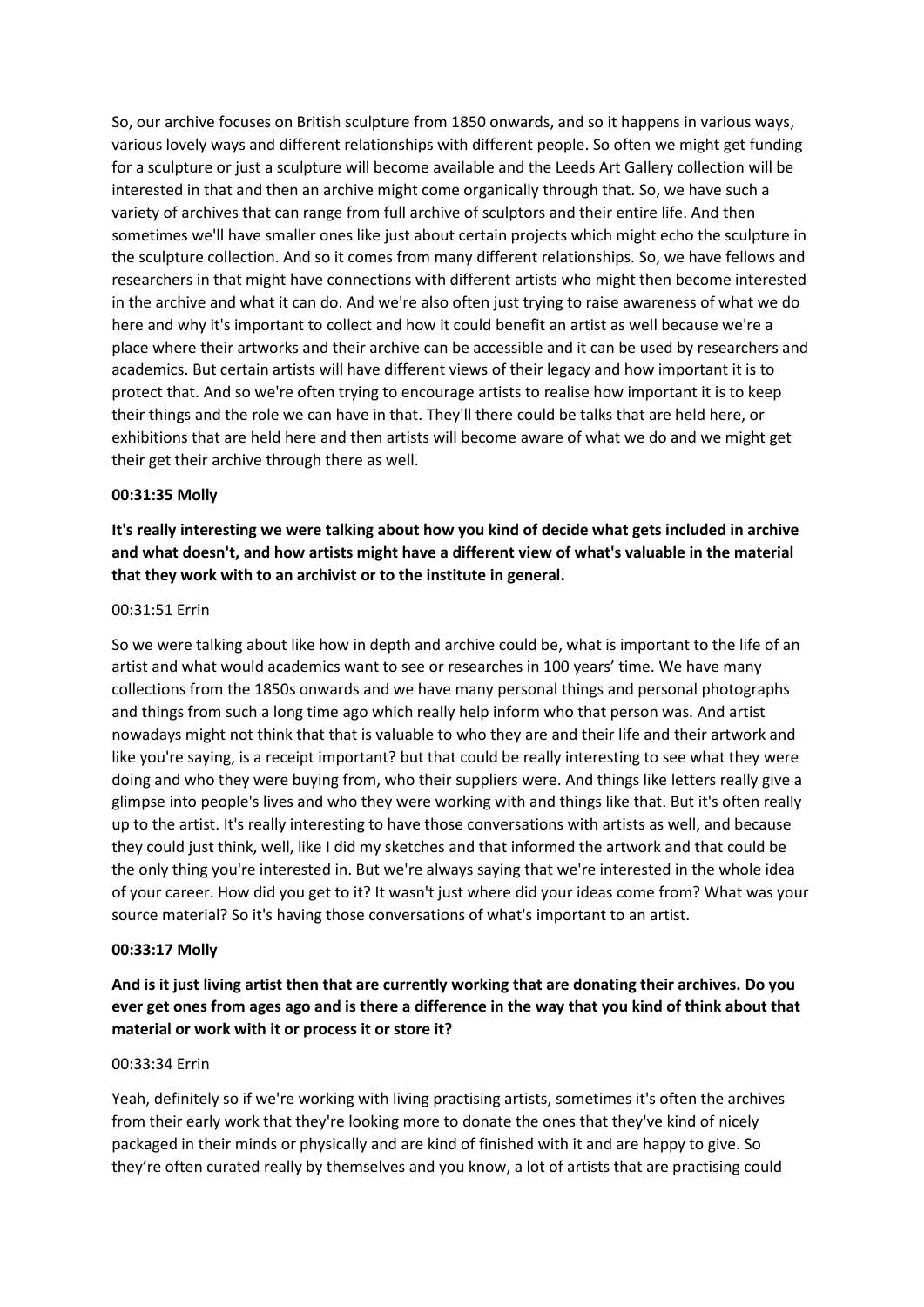So, our archive focuses on British sculpture from 1850 onwards, and so it happens in various ways, various lovely ways and different relationships with different people. So often we might get funding for a sculpture or just a sculpture will become available and the Leeds Art Gallery collection will be interested in that and then an archive might come organically through that. So, we have such a variety of archives that can range from full archive of sculptors and their entire life. And then sometimes we'll have smaller ones like just about certain projects which might echo the sculpture in the sculpture collection. And so it comes from many different relationships. So, we have fellows and researchers in that might have connections with different artists who might then become interested in the archive and what it can do. And we're also often just trying to raise awareness of what we do here and why it's important to collect and how it could benefit an artist as well because we're a place where their artworks and their archive can be accessible and it can be used by researchers and academics. But certain artists will have different views of their legacy and how important it is to protect that. And so we're often trying to encourage artists to realise how important it is to keep their things and the role we can have in that. They'll there could be talks that are held here, or exhibitions that are held here and then artists will become aware of what we do and we might get their get their archive through there as well.

**00:31:35 Molly**

**It's really interesting we were talking about how you kind of decide what gets included in archive and what doesn't, and how artists might have a different view of what's valuable in the material that they work with to an archivist or to the institute in general.**

00:31:51 Errin

So we were talking about like how in depth and archive could be, what is important to the life of an artist and what would academics want to see or researches in 100 years' time. We have many collections from the 1850s onwards and we have many personal things and personal photographs and things from such a long time ago which really help inform who that person was. And artist nowadays might not think that that is valuable to who they are and their life and their artwork and like you're saying, is a receipt important? but that could be really interesting to see what they were doing and who they were buying from, who their suppliers were. And things like letters really give a glimpse into people's lives and who they were working with and things like that. But it's often really up to the artist. It's really interesting to have those conversations with artists as well, and because they could just think, well, like I did my sketches and that informed the artwork and that could be the only thing you're interested in. But we're always saying that we're interested in the whole idea of your career. How did you get to it? It wasn't just where did your ideas come from? What was your source material? So it's having those conversations of what's important to an artist.

**00:33:17 Molly**

**And is it just living artist then that are currently working that are donating their archives. Do you ever get ones from ages ago and is there a difference in the way that you kind of think about that material or work with it or process it or store it?**

00:33:34 Errin

Yeah, definitely so if we're working with living practising artists, sometimes it's often the archives from their early work that they're looking more to donate the ones that they've kind of nicely packaged in their minds or physically and are kind of finished with it and are happy to give. So they're often curated really by themselves and you know, a lot of artists that are practising could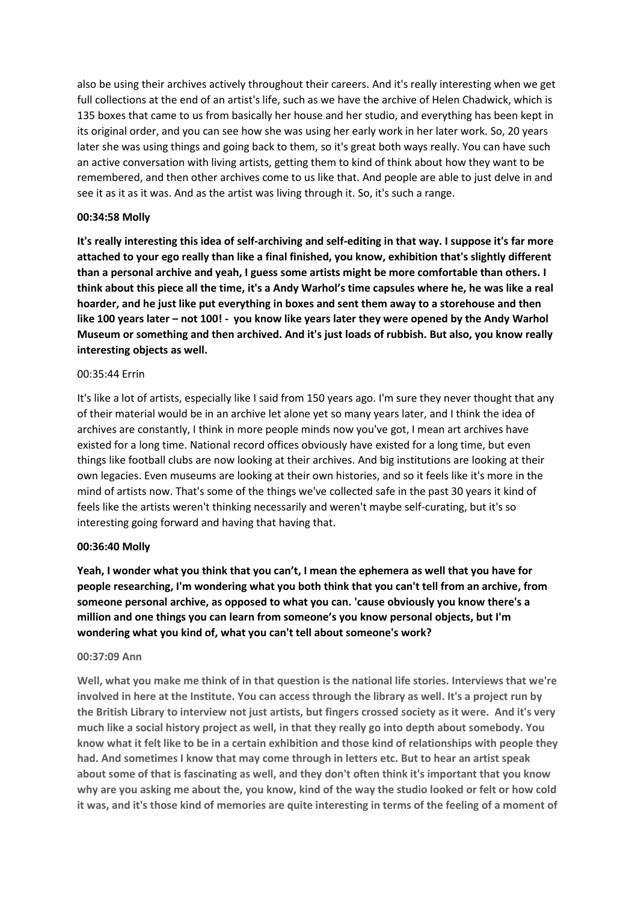also be using their archives actively throughout their careers. And it's really interesting when we get full collections at the end of an artist's life, such as we have the archive of Helen Chadwick, which is 135 boxes that came to us from basically her house and her studio, and everything has been kept in its original order, and you can see how she was using her early work in her later work. So, 20 years later she was using things and going back to them, so it's great both ways really. You can have such an active conversation with living artists, getting them to kind of think about how they want to be remembered, and then other archives come to us like that. And people are able to just delve in and see it as it as it was. And as the artist was living through it. So, it's such a range.

**00:34:58 Molly**

**It's really interesting this idea of self-archiving and self-editing in that way. I suppose it's far more attached to your ego really than like a final finished, you know, exhibition that's slightly different than a personal archive and yeah, I guess some artists might be more comfortable than others. I think about this piece all the time, it's a Andy Warhol's time capsules where he, he was like a real hoarder, and he just like put everything in boxes and sent them away to a storehouse and then like 100 years later – not 100! - you know like years later they were opened by the Andy Warhol Museum or something and then archived. And it's just loads of rubbish. But also, you know really interesting objects as well.**

00:35:44 Errin

It's like a lot of artists, especially like I said from 150 years ago. I'm sure they never thought that any of their material would be in an archive let alone yet so many years later, and I think the idea of archives are constantly, I think in more people minds now you've got, I mean art archives have existed for a long time. National record offices obviously have existed for a long time, but even things like football clubs are now looking at their archives. And big institutions are looking at their own legacies. Even museums are looking at their own histories, and so it feels like it's more in the mind of artists now. That's some of the things we've collected safe in the past 30 years it kind of feels like the artists weren't thinking necessarily and weren't maybe self-curating, but it's so interesting going forward and having that having that.

**00:36:40 Molly**

**Yeah, I wonder what you think that you can't, I mean the ephemera as well that you have for people researching, I'm wondering what you both think that you can't tell from an archive, from someone personal archive, as opposed to what you can. 'cause obviously you know there's a million and one things you can learn from someone's you know personal objects, but I'm wondering what you kind of, what you can't tell about someone's work?**

**00:37:09 Ann**

**Well, what you make me think of in that question is the national life stories. Interviews that we're involved in here at the Institute. You can access through the library as well. It's a project run by the British Library to interview not just artists, but fingers crossed society as it were. And it's very much like a social history project as well, in that they really go into depth about somebody. You know what it felt like to be in a certain exhibition and those kind of relationships with people they had. And sometimes I know that may come through in letters etc. But to hear an artist speak about some of that is fascinating as well, and they don't often think it's important that you know why are you asking me about the, you know, kind of the way the studio looked or felt or how cold it was, and it's those kind of memories are quite interesting in terms of the feeling of a moment of**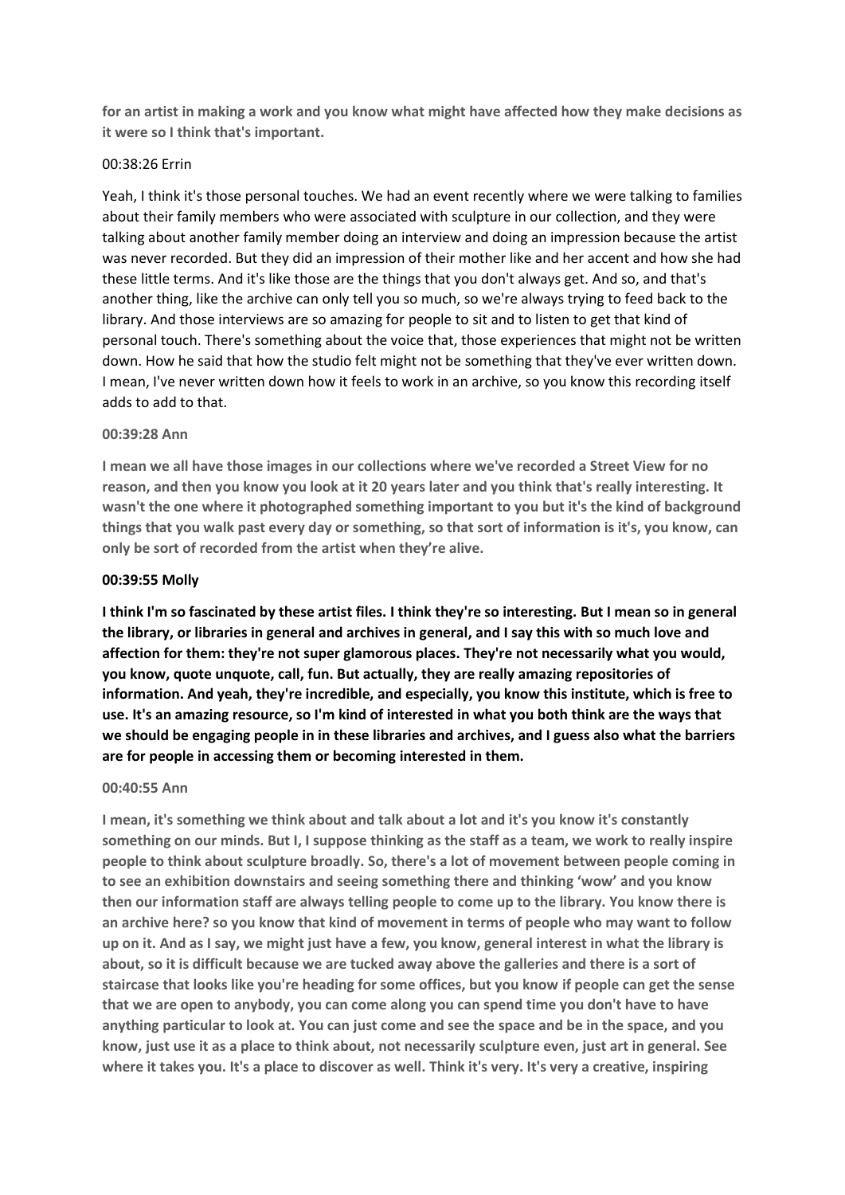**for an artist in making a work and you know what might have affected how they make decisions as it were so I think that's important.**

00:38:26 Errin

Yeah, I think it's those personal touches. We had an event recently where we were talking to families about their family members who were associated with sculpture in our collection, and they were talking about another family member doing an interview and doing an impression because the artist was never recorded. But they did an impression of their mother like and her accent and how she had these little terms. And it's like those are the things that you don't always get. And so, and that's another thing, like the archive can only tell you so much, so we're always trying to feed back to the library. And those interviews are so amazing for people to sit and to listen to get that kind of personal touch. There's something about the voice that, those experiences that might not be written down. How he said that how the studio felt might not be something that they've ever written down. I mean, I've never written down how it feels to work in an archive, so you know this recording itself adds to add to that.

**00:39:28 Ann**

**I mean we all have those images in our collections where we've recorded a Street View for no reason, and then you know you look at it 20 years later and you think that's really interesting. It wasn't the one where it photographed something important to you but it's the kind of background things that you walk past every day or something, so that sort of information is it's, you know, can only be sort of recorded from the artist when they're alive.**

**00:39:55 Molly**

**I think I'm so fascinated by these artist files. I think they're so interesting. But I mean so in general the library, or libraries in general and archives in general, and I say this with so much love and affection for them: they're not super glamorous places. They're not necessarily what you would, you know, quote unquote, call, fun. But actually, they are really amazing repositories of information. And yeah, they're incredible, and especially, you know this institute, which is free to use. It's an amazing resource, so I'm kind of interested in what you both think are the ways that we should be engaging people in in these libraries and archives, and I guess also what the barriers are for people in accessing them or becoming interested in them.**

**00:40:55 Ann**

**I mean, it's something we think about and talk about a lot and it's you know it's constantly something on our minds. But I, I suppose thinking as the staff as a team, we work to really inspire people to think about sculpture broadly. So, there's a lot of movement between people coming in to see an exhibition downstairs and seeing something there and thinking 'wow' and you know then our information staff are always telling people to come up to the library. You know there is an archive here? so you know that kind of movement in terms of people who may want to follow up on it. And as I say, we might just have a few, you know, general interest in what the library is about, so it is difficult because we are tucked away above the galleries and there is a sort of staircase that looks like you're heading for some offices, but you know if people can get the sense that we are open to anybody, you can come along you can spend time you don't have to have anything particular to look at. You can just come and see the space and be in the space, and you know, just use it as a place to think about, not necessarily sculpture even, just art in general. See where it takes you. It's a place to discover as well. Think it's very. It's very a creative, inspiring**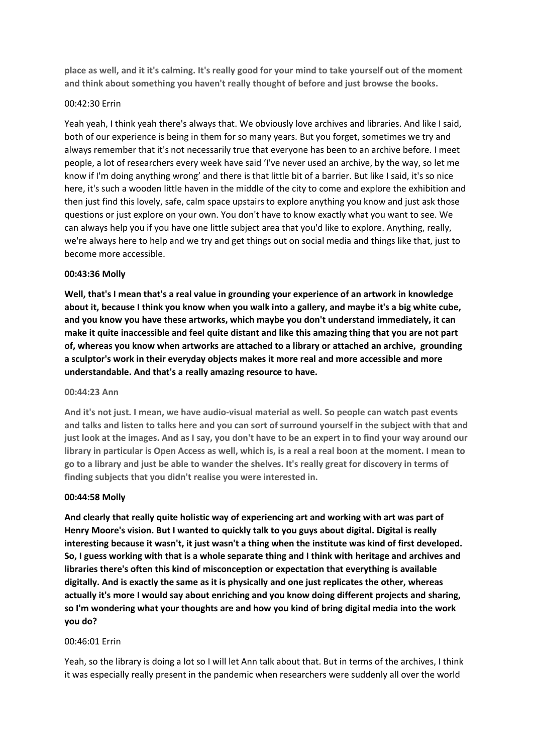**place as well, and it it's calming. It's really good for your mind to take yourself out of the moment and think about something you haven't really thought of before and just browse the books.**

00:42:30 Errin

Yeah yeah, I think yeah there's always that. We obviously love archives and libraries. And like I said, both of our experience is being in them for so many years. But you forget, sometimes we try and always remember that it's not necessarily true that everyone has been to an archive before. I meet people, a lot of researchers every week have said 'I've never used an archive, by the way, so let me know if I'm doing anything wrong' and there is that little bit of a barrier. But like I said, it's so nice here, it's such a wooden little haven in the middle of the city to come and explore the exhibition and then just find this lovely, safe, calm space upstairs to explore anything you know and just ask those questions or just explore on your own. You don't have to know exactly what you want to see. We can always help you if you have one little subject area that you'd like to explore. Anything, really, we're always here to help and we try and get things out on social media and things like that, just to become more accessible.

**00:43:36 Molly**

**Well, that's I mean that's a real value in grounding your experience of an artwork in knowledge about it, because I think you know when you walk into a gallery, and maybe it's a big white cube, and you know you have these artworks, which maybe you don't understand immediately, it can make it quite inaccessible and feel quite distant and like this amazing thing that you are not part of, whereas you know when artworks are attached to a library or attached an archive, grounding a sculptor's work in their everyday objects makes it more real and more accessible and more understandable. And that's a really amazing resource to have.**

**00:44:23 Ann**

**And it's not just. I mean, we have audio-visual material as well. So people can watch past events and talks and listen to talks here and you can sort of surround yourself in the subject with that and just look at the images. And as I say, you don't have to be an expert in to find your way around our library in particular is Open Access as well, which is, is a real a real boon at the moment. I mean to go to a library and just be able to wander the shelves. It's really great for discovery in terms of finding subjects that you didn't realise you were interested in.**

**00:44:58 Molly**

**And clearly that really quite holistic way of experiencing art and working with art was part of Henry Moore's vision. But I wanted to quickly talk to you guys about digital. Digital is really interesting because it wasn't, it just wasn't a thing when the institute was kind of first developed. So, I guess working with that is a whole separate thing and I think with heritage and archives and libraries there's often this kind of misconception or expectation that everything is available digitally. And is exactly the same as it is physically and one just replicates the other, whereas actually it's more I would say about enriching and you know doing different projects and sharing, so I'm wondering what your thoughts are and how you kind of bring digital media into the work you do?**

00:46:01 Errin

Yeah, so the library is doing a lot so I will let Ann talk about that. But in terms of the archives, I think it was especially really present in the pandemic when researchers were suddenly all over the world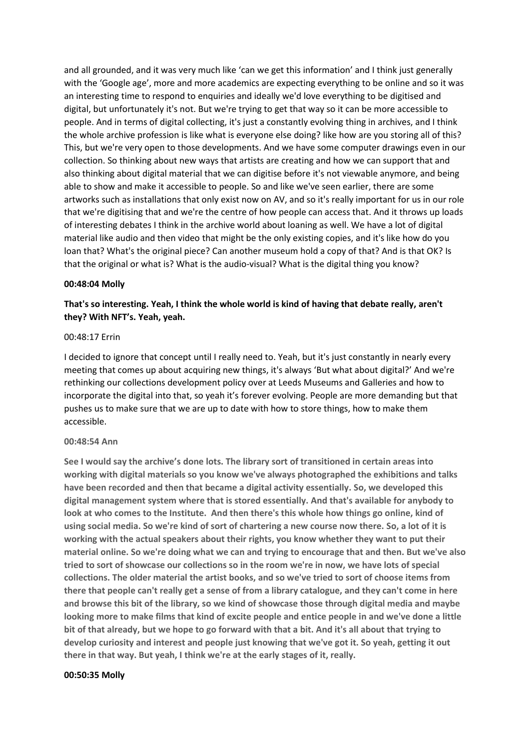and all grounded, and it was very much like 'can we get this information' and I think just generally with the 'Google age', more and more academics are expecting everything to be online and so it was an interesting time to respond to enquiries and ideally we'd love everything to be digitised and digital, but unfortunately it's not. But we're trying to get that way so it can be more accessible to people. And in terms of digital collecting, it's just a constantly evolving thing in archives, and I think the whole archive profession is like what is everyone else doing? like how are you storing all of this? This, but we're very open to those developments. And we have some computer drawings even in our collection. So thinking about new ways that artists are creating and how we can support that and also thinking about digital material that we can digitise before it's not viewable anymore, and being able to show and make it accessible to people. So and like we've seen earlier, there are some artworks such as installations that only exist now on AV, and so it's really important for us in our role that we're digitising that and we're the centre of how people can access that. And it throws up loads of interesting debates I think in the archive world about loaning as well. We have a lot of digital material like audio and then video that might be the only existing copies, and it's like how do you loan that? What's the original piece? Can another museum hold a copy of that? And is that OK? Is that the original or what is? What is the audio-visual? What is the digital thing you know?

**00:48:04 Molly**

**That's so interesting. Yeah, I think the whole world is kind of having that debate really, aren't they? With NFT's. Yeah, yeah.**

00:48:17 Errin

I decided to ignore that concept until I really need to. Yeah, but it's just constantly in nearly every meeting that comes up about acquiring new things, it's always 'But what about digital?' And we're rethinking our collections development policy over at Leeds Museums and Galleries and how to incorporate the digital into that, so yeah it's forever evolving. People are more demanding but that pushes us to make sure that we are up to date with how to store things, how to make them accessible.

**00:48:54 Ann**

**See I would say the archive's done lots. The library sort of transitioned in certain areas into working with digital materials so you know we've always photographed the exhibitions and talks have been recorded and then that became a digital activity essentially. So, we developed this digital management system where that is stored essentially. And that's available for anybody to look at who comes to the Institute. And then there's this whole how things go online, kind of using social media. So we're kind of sort of chartering a new course now there. So, a lot of it is working with the actual speakers about their rights, you know whether they want to put their material online. So we're doing what we can and trying to encourage that and then. But we've also tried to sort of showcase our collections so in the room we're in now, we have lots of special collections. The older material the artist books, and so we've tried to sort of choose items from there that people can't really get a sense of from a library catalogue, and they can't come in here and browse this bit of the library, so we kind of showcase those through digital media and maybe looking more to make films that kind of excite people and entice people in and we've done a little bit of that already, but we hope to go forward with that a bit. And it's all about that trying to develop curiosity and interest and people just knowing that we've got it. So yeah, getting it out there in that way. But yeah, I think we're at the early stages of it, really.**

**00:50:35 Molly**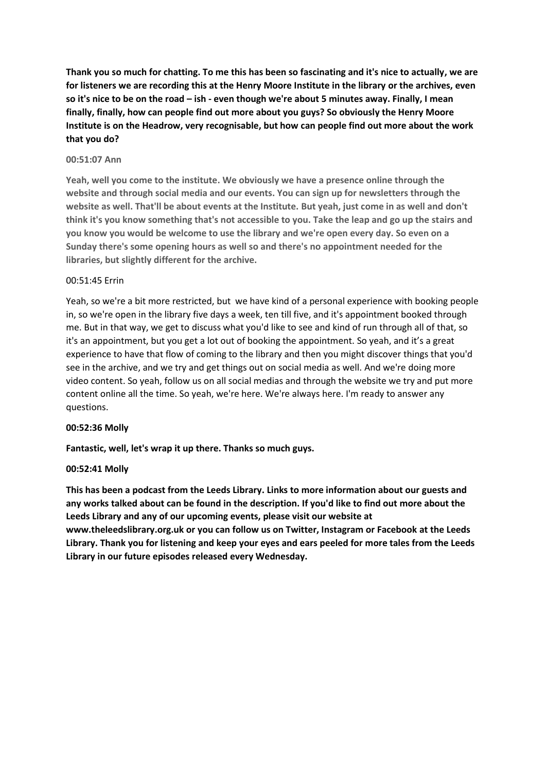**Thank you so much for chatting. To me this has been so fascinating and it's nice to actually, we are for listeners we are recording this at the Henry Moore Institute in the library or the archives, even so it's nice to be on the road – ish - even though we're about 5 minutes away. Finally, I mean finally, finally, how can people find out more about you guys? So obviously the Henry Moore Institute is on the Headrow, very recognisable, but how can people find out more about the work that you do?**

**00:51:07 Ann**

**Yeah, well you come to the institute. We obviously we have a presence online through the website and through social media and our events. You can sign up for newsletters through the website as well. That'll be about events at the Institute. But yeah, just come in as well and don't think it's you know something that's not accessible to you. Take the leap and go up the stairs and you know you would be welcome to use the library and we're open every day. So even on a Sunday there's some opening hours as well so and there's no appointment needed for the libraries, but slightly different for the archive.**

00:51:45 Errin

Yeah, so we're a bit more restricted, but we have kind of a personal experience with booking people in, so we're open in the library five days a week, ten till five, and it's appointment booked through me. But in that way, we get to discuss what you'd like to see and kind of run through all of that, so it's an appointment, but you get a lot out of booking the appointment. So yeah, and it's a great experience to have that flow of coming to the library and then you might discover things that you'd see in the archive, and we try and get things out on social media as well. And we're doing more video content. So yeah, follow us on all social medias and through the website we try and put more content online all the time. So yeah, we're here. We're always here. I'm ready to answer any questions.

**00:52:36 Molly**

**Fantastic, well, let's wrap it up there. Thanks so much guys.**

**00:52:41 Molly**

**This has been a podcast from the Leeds Library. Links to more information about our guests and any works talked about can be found in the description. If you'd like to find out more about the Leeds Library and any of our upcoming events, please visit our website at www.theleedslibrary.org.uk or you can follow us on Twitter, Instagram or Facebook at the Leeds Library. Thank you for listening and keep your eyes and ears peeled for more tales from the Leeds Library in our future episodes released every Wednesday.**